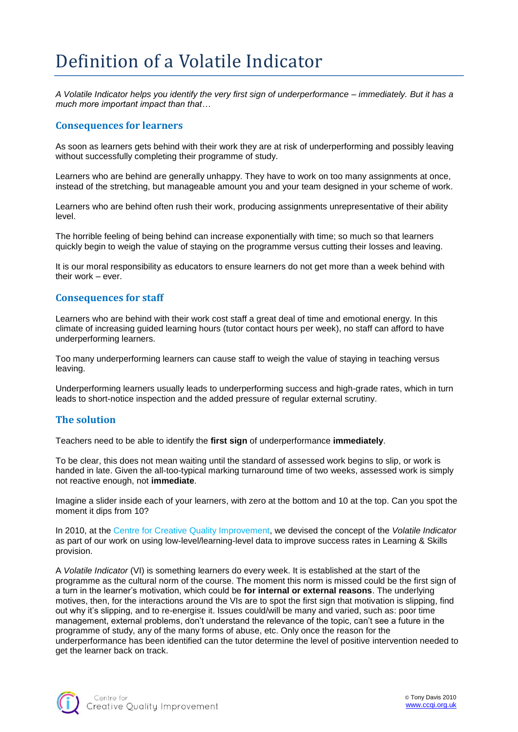# Definition of a Volatile Indicator

*A Volatile Indicator helps you identify the very first sign of underperformance – immediately. But it has a much more important impact than that…*

## Consequences for learners

As soon as learners gets behind with their work they are at risk of underperforming and possibly leaving without successfully completing their programme of study.

Learners who are behind are generally unhappy. They have to work on too many assignments at once, instead of the stretching, but manageable amount you and your team designed in your scheme of work.

Learners who are behind often rush their work, producing assignments unrepresentative of their ability level.

The horrible feeling of being behind can increase exponentially with time; so much so that learners quickly begin to weigh the value of staying on the programme versus cutting their losses and leaving.

It is our moral responsibility as educators to ensure learners do not get more than a week behind with their work – ever.

## Consequences for staff

Learners who are behind with their work cost staff a great deal of time and emotional energy. In this climate of increasing guided learning hours (tutor contact hours per week), no staff can afford to have underperforming learners.

Too many underperforming learners can cause staff to weigh the value of staying in teaching versus leaving.

Underperforming learners usually leads to underperforming success and high-grade rates, which in turn leads to short-notice inspection and the added pressure of regular external scrutiny.

## The solution

Teachers need to be able to identify the **first sign** of underperformance **immediately**.

To be clear, this does not mean waiting until the standard of assessed work begins to slip, or work is handed in late. Given the all-too-typical marking turnaround time of two weeks, assessed work is simply not reactive enough, not **immediate**.

Imagine a slider inside each of your learners, with zero at the bottom and 10 at the top. Can you spot the moment it dips from 10?

In 2010, at the Centre for Creative Quality Improvement, we devised the concept of the *Volatile Indicator* as part of our work on using low-level/learning-level data to improve success rates in Learning & Skills provision.

A *Volatile Indicator* (VI) is something learners do every week. It is established at the start of the programme as the cultural norm of the course. The moment this norm is missed could be the first sign of a turn in the learner's motivation, which could be **for internal or external reasons**. The underlying motives, then, for the interactions around the VIs are to spot the first sign that motivation is slipping, find out why it's slipping, and to re-energise it. Issues could/will be many and varied, such as: poor time management, external problems, don't understand the relevance of the topic, can't see a future in the programme of study, any of the many forms of abuse, etc. Only once the reason for the underperformance has been identified can the tutor determine the level of positive intervention needed to get the learner back on track.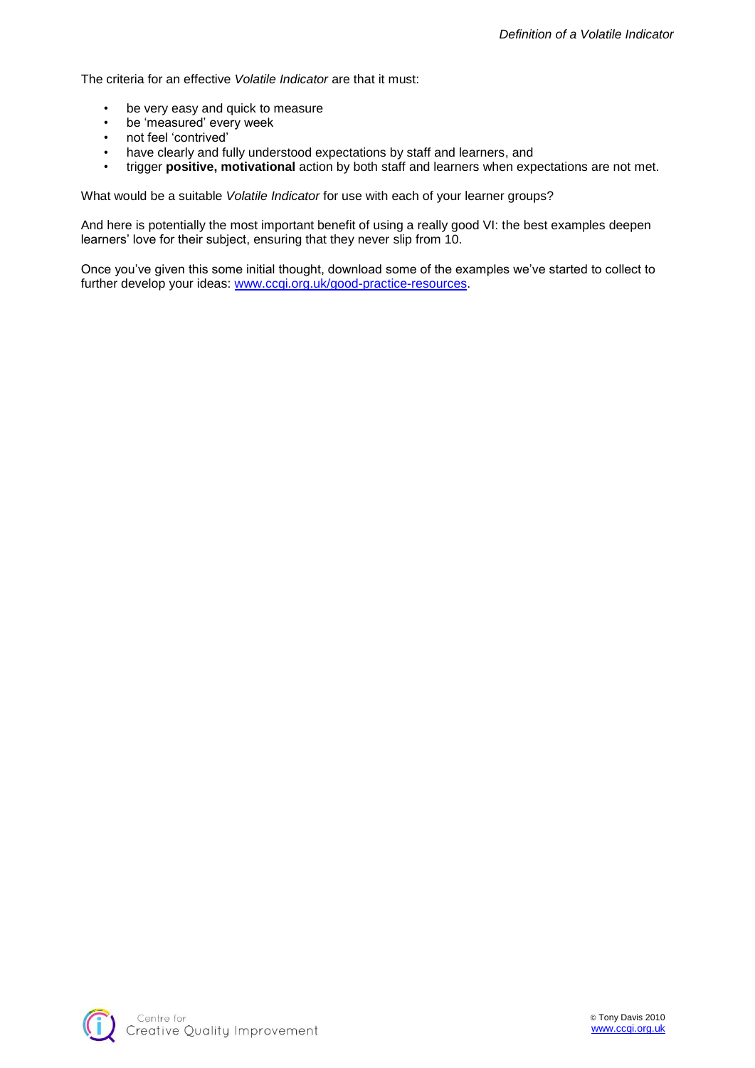The criteria for an effective *Volatile Indicator* are that it must:

- be very easy and quick to measure
- be 'measured' every week
- not feel 'contrived'
- have clearly and fully understood expectations by staff and learners, and
- trigger **positive, motivational** action by both staff and learners when expectations are not met.

What would be a suitable *Volatile Indicator* for use with each of your learner groups?

And here is potentially the most important benefit of using a really good VI: the best examples deepen learners' love for their subject, ensuring that they never slip from 10.

Once you've given this some initial thought, download some of the examples we've started to collect to further develop your ideas: [www.ccqi.org.uk/good-practice-resources](http://www.ccqi.org.uk/good-practice-resources).